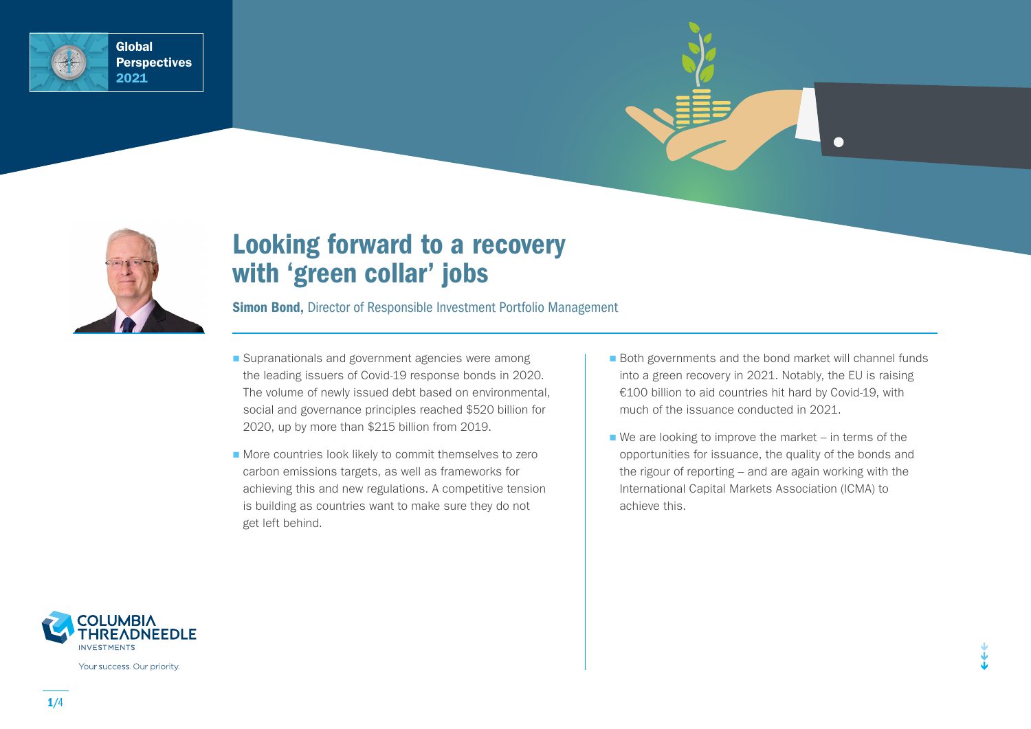Global Perspectives 2021

# Looking forward to a recovery with 'green collar' jobs

**Simon Bond,** Director of Responsible Investment Portfolio Management

- Supranationals and government agencies were among the leading issuers of Covid-19 response bonds in 2020. The volume of newly issued debt based on environmental, social and governance principles reached $520 billion for 2020, up by more than $215 billion from 2019.
- More countries look likely to commit themselves to zero carbon emissions targets, as well as frameworks for achieving this and new regulations. A competitive tension is building as countries want to make sure they do not get left behind.
- Both governments and the bond market will channel funds into a green recovery in 2021. Notably, the EU is raising €100 billion to aid countries hit hard by Covid-19, with much of the issuance conducted in 2021.
- We are looking to improve the market – in terms of the opportunities for issuance, the quality of the bonds and the rigour of reporting – and are again working with the International Capital Markets Association (ICMA) to achieve this.

COLUMBIA THREADNEEDLE INVESTMENTS

Your success. Our priority.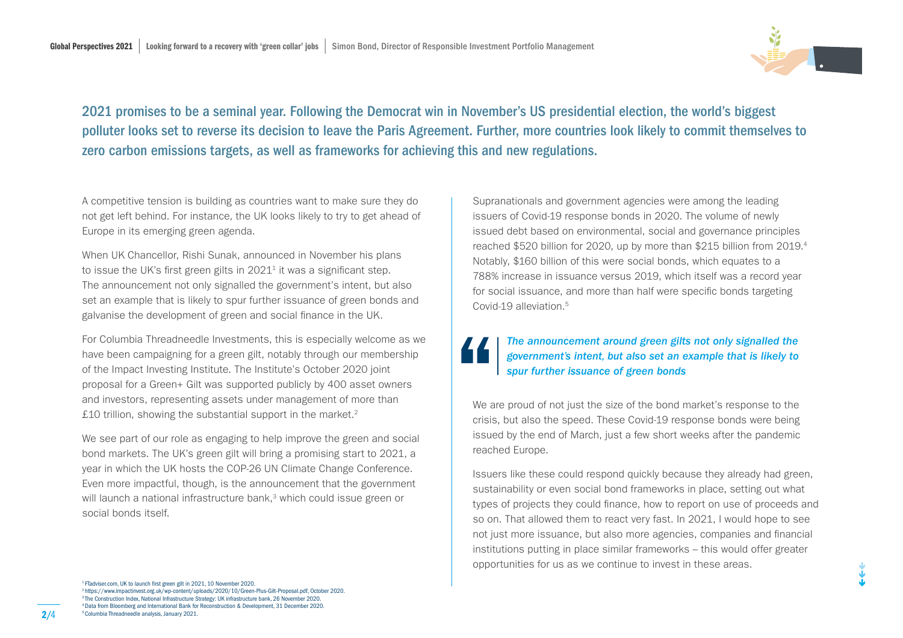2021 promises to be a seminal year. Following the Democrat win in November's US presidential election, the world's biggest polluter looks set to reverse its decision to leave the Paris Agreement. Further, more countries look likely to commit themselves to zero carbon emissions targets, as well as frameworks for achieving this and new regulations.

A competitive tension is building as countries want to make sure they do not get left behind. For instance, the UK looks likely to try to get ahead of Europe in its emerging green agenda.

When UK Chancellor, Rishi Sunak, announced in November his plans to issue the UK's first green gilts in 2021[1] it was a significant step. The announcement not only signalled the government's intent, but also set an example that is likely to spur further issuance of green bonds and galvanise the development of green and social finance in the UK.

For Columbia Threadneedle Investments, this is especially welcome as we have been campaigning for a green gilt, notably through our membership of the Impact Investing Institute. The Institute's October 2020 joint proposal for a Green+ Gilt was supported publicly by 400 asset owners and investors, representing assets under management of more than £10 trillion, showing the substantial support in the market.[2]

We see part of our role as engaging to help improve the green and social bond markets. The UK's green gilt will bring a promising start to 2021, a year in which the UK hosts the COP-26 UN Climate Change Conference. Even more impactful, though, is the announcement that the government will launch a national infrastructure bank,[3] which could issue green or social bonds itself.

Supranationals and government agencies were among the leading issuers of Covid-19 response bonds in 2020. The volume of newly issued debt based on environmental, social and governance principles reached $520 billion for 2020, up by more than $215 billion from 2019.[4] Notably, $160 billion of this were social bonds, which equates to a 788% increase in issuance versus 2019, which itself was a record year for social issuance, and more than half were specific bonds targeting Covid-19 alleviation.[5]

> ***The announcement around green gilts not only signalled the government's intent, but also set an example that is likely to spur further issuance of green bonds***

We are proud of not just the size of the bond market's response to the crisis, but also the speed. These Covid-19 response bonds were being issued by the end of March, just a few short weeks after the pandemic reached Europe.

Issuers like these could respond quickly because they already had green, sustainability or even social bond frameworks in place, setting out what types of projects they could finance, how to report on use of proceeds and so on. That allowed them to react very fast. In 2021, I would hope to see not just more issuance, but also more agencies, companies and financial institutions putting in place similar frameworks – this would offer greater opportunities for us as we continue to invest in these areas.

[1] FTadviser.com, UK to launch first green gilt in 2021, 10 November 2020.
[2] https://www.impactinvest.org.uk/wp-content/uploads/2020/10/Green-Plus-Gilt-Proposal.pdf, October 2020.
[3] The Construction Index, National Infrastructure Strategy: UK infrastructure bank, 26 November 2020.
[4] Data from Bloomberg and International Bank for Reconstruction & Development, 31 December 2020.
[5] Columbia Threadneedle analysis, January 2021.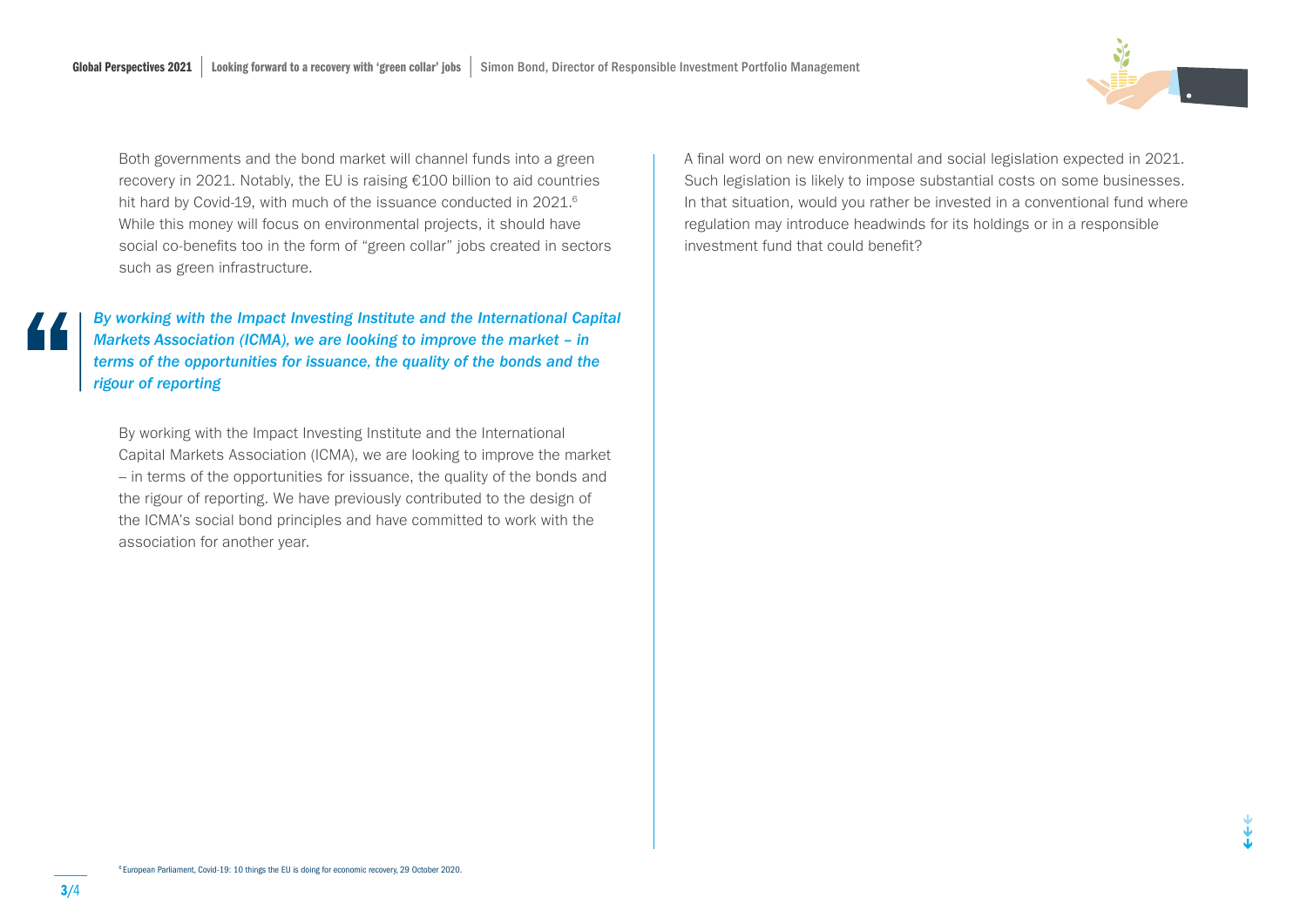Both governments and the bond market will channel funds into a green recovery in 2021. Notably, the EU is raising €100 billion to aid countries hit hard by Covid-19, with much of the issuance conducted in 2021.[6] While this money will focus on environmental projects, it should have social co-benefits too in the form of "green collar" jobs created in sectors such as green infrastructure.

> *By working with the Impact Investing Institute and the International Capital Markets Association (ICMA), we are looking to improve the market – in terms of the opportunities for issuance, the quality of the bonds and the rigour of reporting*

By working with the Impact Investing Institute and the International Capital Markets Association (ICMA), we are looking to improve the market – in terms of the opportunities for issuance, the quality of the bonds and the rigour of reporting. We have previously contributed to the design of the ICMA's social bond principles and have committed to work with the association for another year.

A final word on new environmental and social legislation expected in 2021. Such legislation is likely to impose substantial costs on some businesses. In that situation, would you rather be invested in a conventional fund where regulation may introduce headwinds for its holdings or in a responsible investment fund that could benefit?

[6] European Parliament, Covid-19: 10 things the EU is doing for economic recovery, 29 October 2020.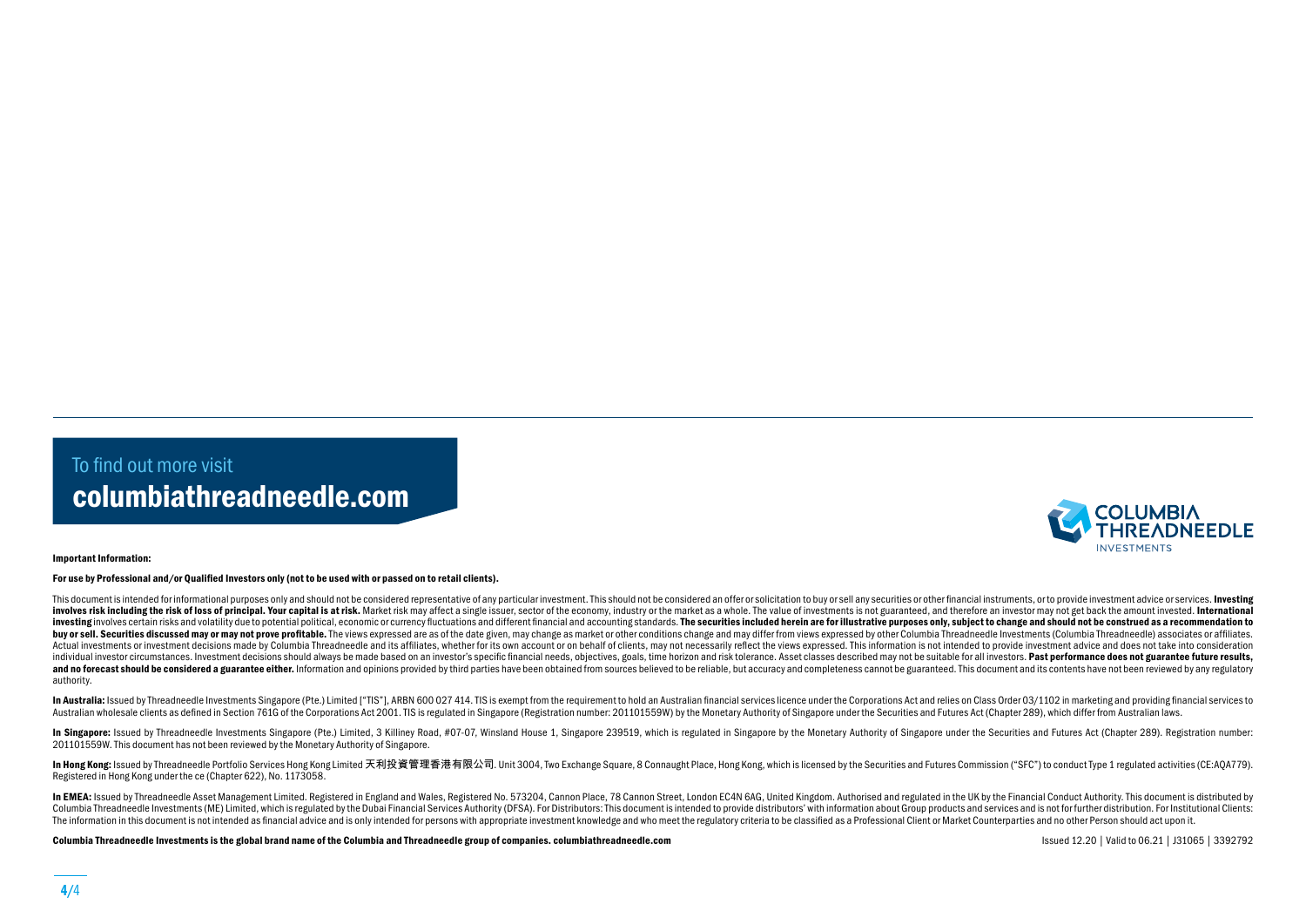To find out more visit
**columbiathreadneedle.com**

**Important Information:**

**For use by Professional and/or Qualified Investors only (not to be used with or passed on to retail clients).**

This document is intended for informational purposes only and should not be considered representative of any particular investment. This should not be considered an offer or solicitation to buy or sell any securities or other financial instruments, or to provide investment advice or services. **Investing involves risk including the risk of loss of principal. Your capital is at risk.** Market risk may affect a single issuer, sector of the economy, industry or the market as a whole. The value of investments is not guaranteed, and therefore an investor may not get back the amount invested. **International investing** involves certain risks and volatility due to potential political, economic or currency fluctuations and different financial and accounting standards. **The securities included herein are for illustrative purposes only, subject to change and should not be construed as a recommendation to buy or sell. Securities discussed may or may not prove profitable.** The views expressed are as of the date given, may change as market or other conditions change and may differ from views expressed by other Columbia Threadneedle Investments (Columbia Threadneedle) associates or affiliates. Actual investments or investment decisions made by Columbia Threadneedle and its affiliates, whether for its own account or on behalf of clients, may not necessarily reflect the views expressed. This information is not intended to provide investment advice and does not take into consideration individual investor circumstances. Investment decisions should always be made based on an investor's specific financial needs, objectives, goals, time horizon and risk tolerance. Asset classes described may not be suitable for all investors. **Past performance does not guarantee future results, and no forecast should be considered a guarantee either.** Information and opinions provided by third parties have been obtained from sources believed to be reliable, but accuracy and completeness cannot be guaranteed. This document and its contents have not been reviewed by any regulatory authority.

**In Australia:** Issued by Threadneedle Investments Singapore (Pte.) Limited ["TIS"], ARBN 600 027 414. TIS is exempt from the requirement to hold an Australian financial services licence under the Corporations Act and relies on Class Order 03/1102 in marketing and providing financial services to Australian wholesale clients as defined in Section 761G of the Corporations Act 2001. TIS is regulated in Singapore (Registration number: 201101559W) by the Monetary Authority of Singapore under the Securities and Futures Act (Chapter 289), which differ from Australian laws.

**In Singapore:** Issued by Threadneedle Investments Singapore (Pte.) Limited, 3 Killiney Road, #07-07, Winsland House 1, Singapore 239519, which is regulated in Singapore by the Monetary Authority of Singapore under the Securities and Futures Act (Chapter 289). Registration number: 201101559W. This document has not been reviewed by the Monetary Authority of Singapore.

**In Hong Kong:** Issued by Threadneedle Portfolio Services Hong Kong Limited 天利投資管理香港有限公司. Unit 3004, Two Exchange Square, 8 Connaught Place, Hong Kong, which is licensed by the Securities and Futures Commission ("SFC") to conduct Type 1 regulated activities (CE:AQA779). Registered in Hong Kong under the ce (Chapter 622), No. 1173058.

**In EMEA:** Issued by Threadneedle Asset Management Limited. Registered in England and Wales, Registered No. 573204, Cannon Place, 78 Cannon Street, London EC4N 6AG, United Kingdom. Authorised and regulated in the UK by the Financial Conduct Authority. This document is distributed by Columbia Threadneedle Investments (ME) Limited, which is regulated by the Dubai Financial Services Authority (DFSA). For Distributors: This document is intended to provide distributors' with information about Group products and services and is not for further distribution. For Institutional Clients: The information in this document is not intended as financial advice and is only intended for persons with appropriate investment knowledge and who meet the regulatory criteria to be classified as a Professional Client or Market Counterparties and no other Person should act upon it.

**Columbia Threadneedle Investments is the global brand name of the Columbia and Threadneedle group of companies. columbiathreadneedle.com**

Issued 12.20 | Valid to 06.21 | J31065 | 3392792